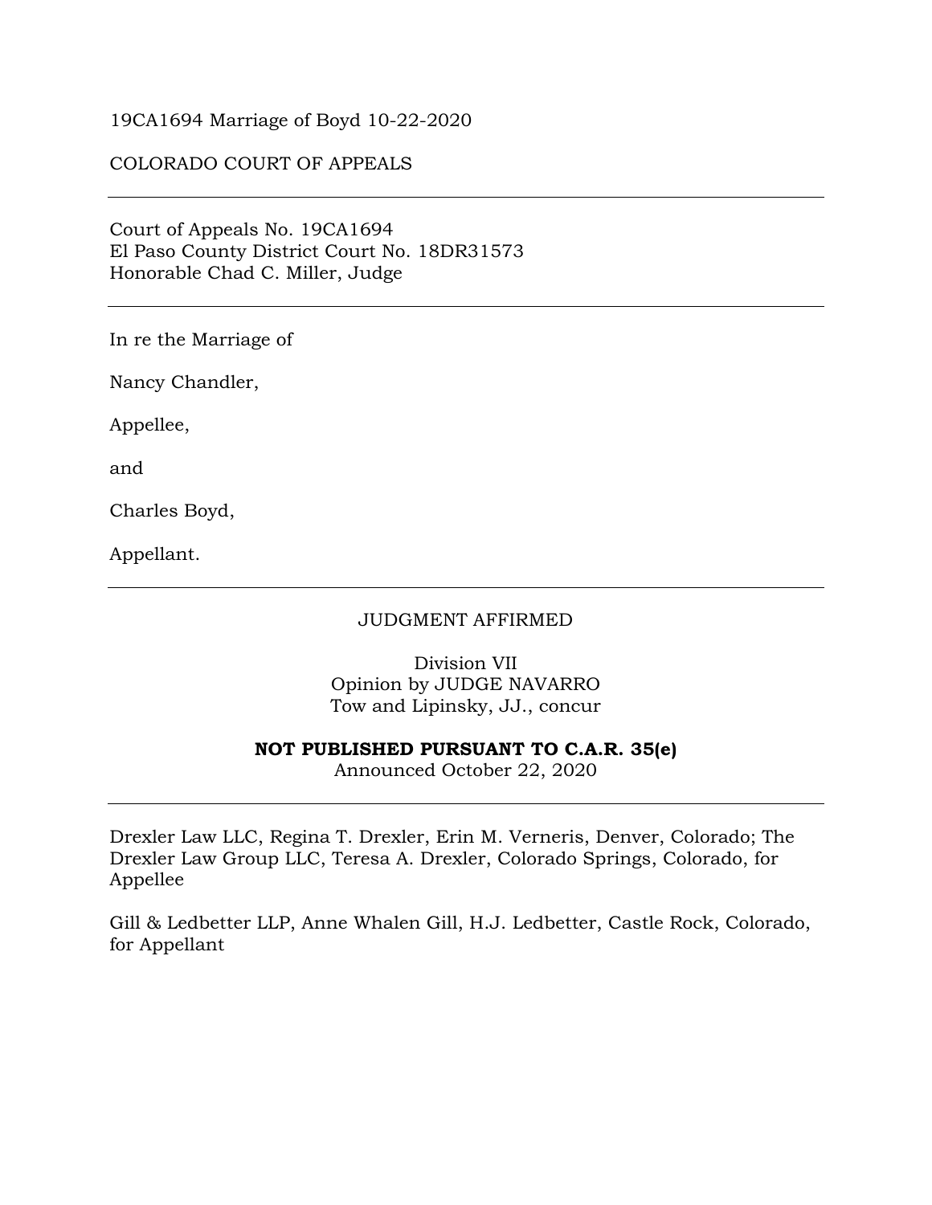19CA1694 Marriage of Boyd 10-22-2020

COLORADO COURT OF APPEALS

---

Court of Appeals No. 19CA1694
El Paso County District Court No. 18DR31573
Honorable Chad C. Miller, Judge

---

In re the Marriage of

Nancy Chandler,

Appellee,

and

Charles Boyd,

Appellant.

---

JUDGMENT AFFIRMED

Division VII
Opinion by JUDGE NAVARRO
Tow and Lipinsky, JJ., concur

**NOT PUBLISHED PURSUANT TO C.A.R. 35(e)**
Announced October 22, 2020

---

Drexler Law LLC, Regina T. Drexler, Erin M. Verneris, Denver, Colorado; The Drexler Law Group LLC, Teresa A. Drexler, Colorado Springs, Colorado, for Appellee

Gill & Ledbetter LLP, Anne Whalen Gill, H.J. Ledbetter, Castle Rock, Colorado, for Appellant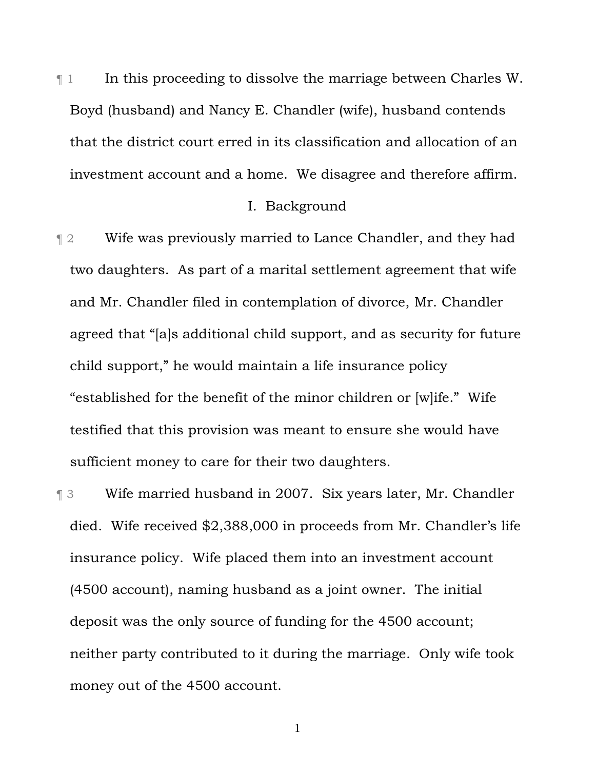¶ 1 In this proceeding to dissolve the marriage between Charles W. Boyd (husband) and Nancy E. Chandler (wife), husband contends that the district court erred in its classification and allocation of an investment account and a home. We disagree and therefore affirm.

## I. Background

¶ 2 Wife was previously married to Lance Chandler, and they had two daughters. As part of a marital settlement agreement that wife and Mr. Chandler filed in contemplation of divorce, Mr. Chandler agreed that "[a]s additional child support, and as security for future child support," he would maintain a life insurance policy "established for the benefit of the minor children or [w]ife." Wife testified that this provision was meant to ensure she would have sufficient money to care for their two daughters.

¶ 3 Wife married husband in 2007. Six years later, Mr. Chandler died. Wife received $2,388,000 in proceeds from Mr. Chandler's life insurance policy. Wife placed them into an investment account (4500 account), naming husband as a joint owner. The initial deposit was the only source of funding for the 4500 account; neither party contributed to it during the marriage. Only wife took money out of the 4500 account.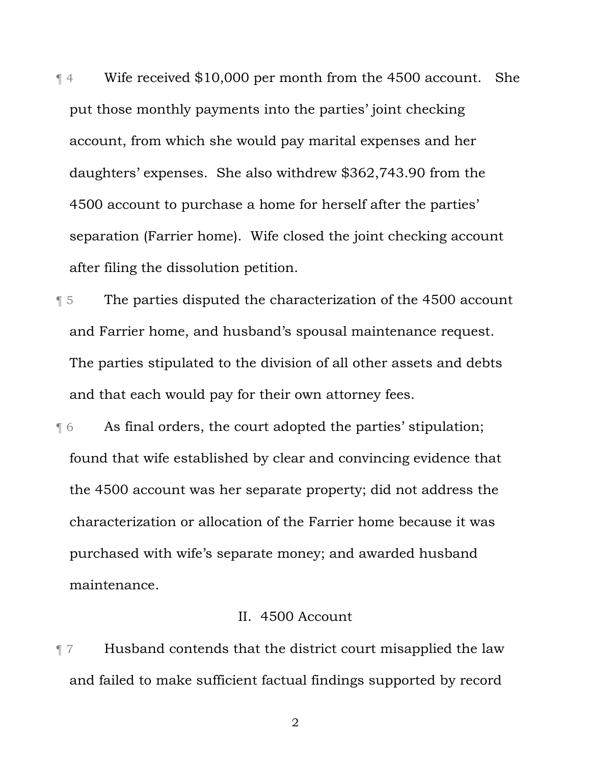¶ 4 Wife received $10,000 per month from the 4500 account. She put those monthly payments into the parties' joint checking account, from which she would pay marital expenses and her daughters' expenses. She also withdrew $362,743.90 from the 4500 account to purchase a home for herself after the parties' separation (Farrier home). Wife closed the joint checking account after filing the dissolution petition.

¶ 5 The parties disputed the characterization of the 4500 account and Farrier home, and husband's spousal maintenance request. The parties stipulated to the division of all other assets and debts and that each would pay for their own attorney fees.

¶ 6 As final orders, the court adopted the parties' stipulation; found that wife established by clear and convincing evidence that the 4500 account was her separate property; did not address the characterization or allocation of the Farrier home because it was purchased with wife's separate money; and awarded husband maintenance.

## II. 4500 Account

¶ 7 Husband contends that the district court misapplied the law and failed to make sufficient factual findings supported by record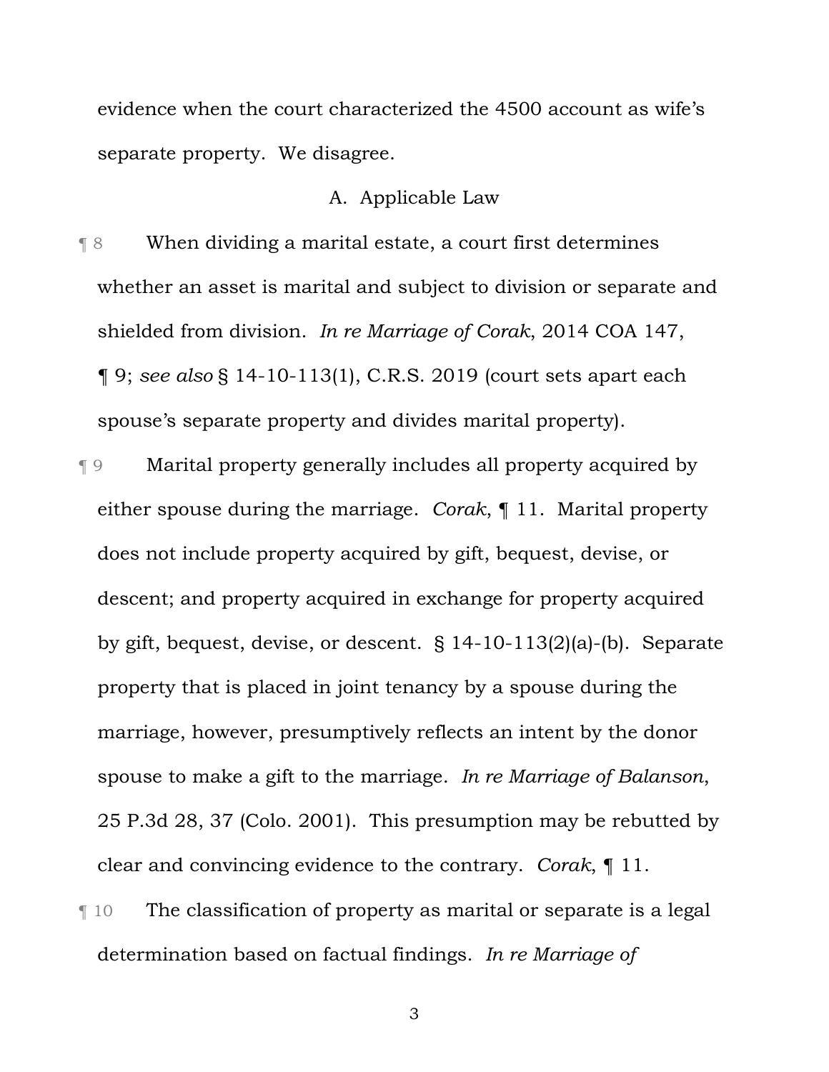evidence when the court characterized the 4500 account as wife's separate property. We disagree.

### A. Applicable Law

¶ 8 When dividing a marital estate, a court first determines whether an asset is marital and subject to division or separate and shielded from division. *In re Marriage of Corak*, 2014 COA 147, ¶ 9; *see also* § 14-10-113(1), C.R.S. 2019 (court sets apart each spouse's separate property and divides marital property).

¶ 9 Marital property generally includes all property acquired by either spouse during the marriage. *Corak*, ¶ 11. Marital property does not include property acquired by gift, bequest, devise, or descent; and property acquired in exchange for property acquired by gift, bequest, devise, or descent. § 14-10-113(2)(a)-(b). Separate property that is placed in joint tenancy by a spouse during the marriage, however, presumptively reflects an intent by the donor spouse to make a gift to the marriage. *In re Marriage of Balanson*, 25 P.3d 28, 37 (Colo. 2001). This presumption may be rebutted by clear and convincing evidence to the contrary. *Corak*, ¶ 11.

¶ 10 The classification of property as marital or separate is a legal determination based on factual findings. *In re Marriage of*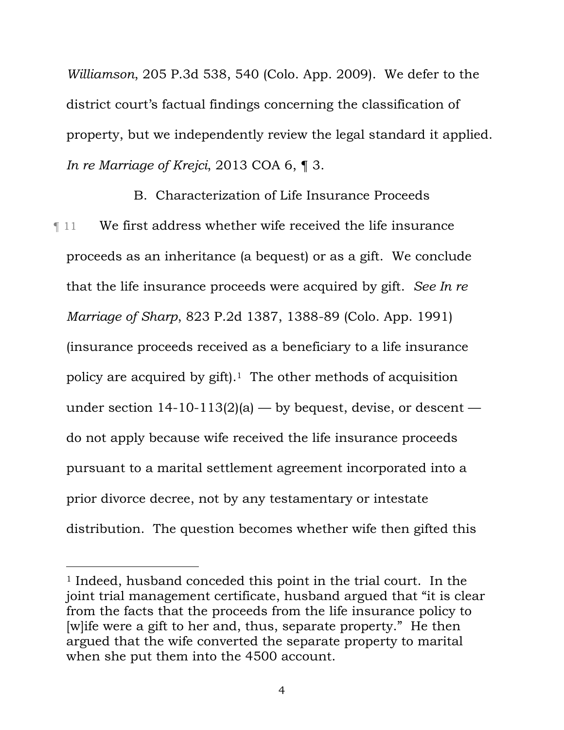*Williamson*, 205 P.3d 538, 540 (Colo. App. 2009). We defer to the district court's factual findings concerning the classification of property, but we independently review the legal standard it applied. *In re Marriage of Krejci*, 2013 COA 6, ¶ 3.

### B. Characterization of Life Insurance Proceeds

¶ 11 We first address whether wife received the life insurance proceeds as an inheritance (a bequest) or as a gift. We conclude that the life insurance proceeds were acquired by gift. *See In re Marriage of Sharp*, 823 P.2d 1387, 1388-89 (Colo. App. 1991) (insurance proceeds received as a beneficiary to a life insurance policy are acquired by gift).[1] The other methods of acquisition under section 14-10-113(2)(a) — by bequest, devise, or descent — do not apply because wife received the life insurance proceeds pursuant to a marital settlement agreement incorporated into a prior divorce decree, not by any testamentary or intestate distribution. The question becomes whether wife then gifted this

---

[1] Indeed, husband conceded this point in the trial court. In the joint trial management certificate, husband argued that "it is clear from the facts that the proceeds from the life insurance policy to [w]ife were a gift to her and, thus, separate property." He then argued that the wife converted the separate property to marital when she put them into the 4500 account.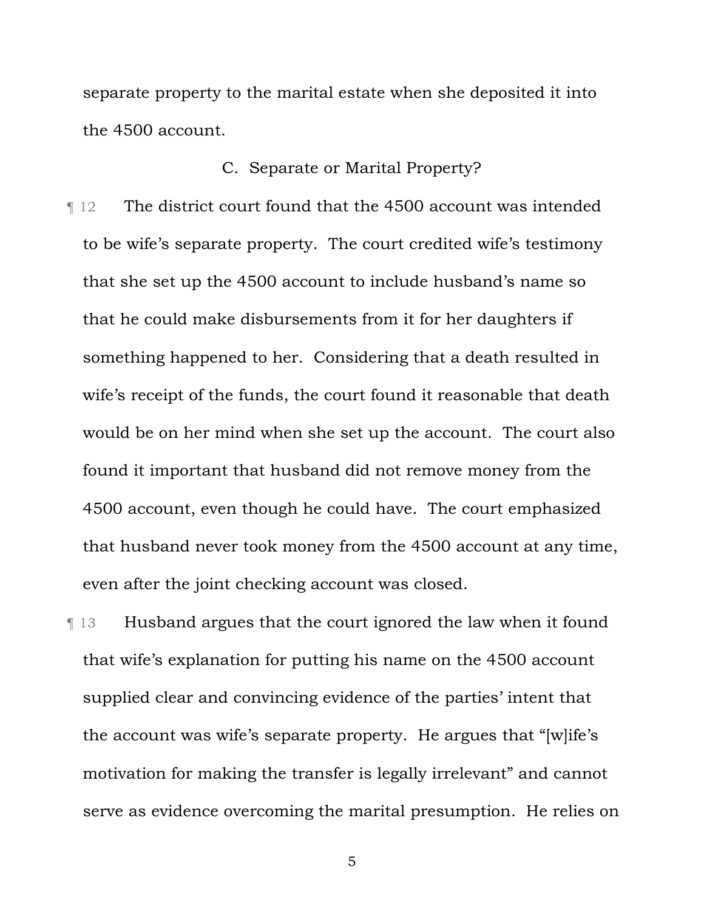separate property to the marital estate when she deposited it into the 4500 account.

### C. Separate or Marital Property?

¶ 12 The district court found that the 4500 account was intended to be wife's separate property. The court credited wife's testimony that she set up the 4500 account to include husband's name so that he could make disbursements from it for her daughters if something happened to her. Considering that a death resulted in wife's receipt of the funds, the court found it reasonable that death would be on her mind when she set up the account. The court also found it important that husband did not remove money from the 4500 account, even though he could have. The court emphasized that husband never took money from the 4500 account at any time, even after the joint checking account was closed.

¶ 13 Husband argues that the court ignored the law when it found that wife's explanation for putting his name on the 4500 account supplied clear and convincing evidence of the parties' intent that the account was wife's separate property. He argues that "[w]ife's motivation for making the transfer is legally irrelevant" and cannot serve as evidence overcoming the marital presumption. He relies on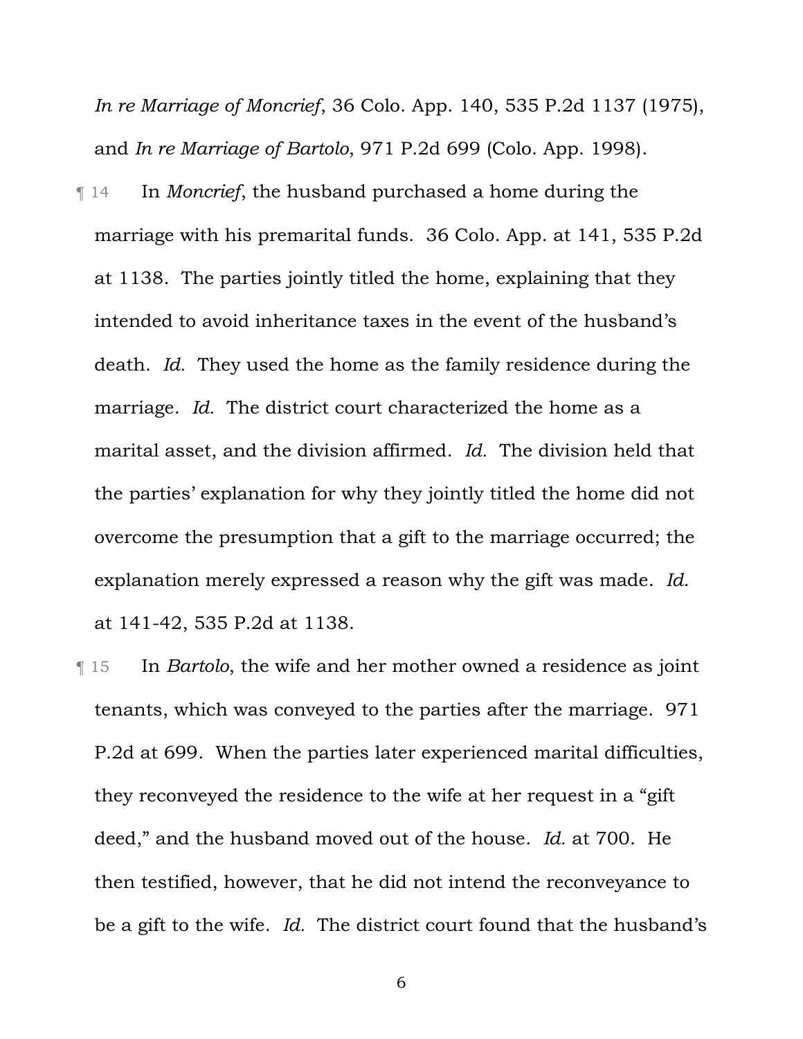*In re Marriage of Moncrief*, 36 Colo. App. 140, 535 P.2d 1137 (1975), and *In re Marriage of Bartolo*, 971 P.2d 699 (Colo. App. 1998).

¶ 14 In *Moncrief*, the husband purchased a home during the marriage with his premarital funds. 36 Colo. App. at 141, 535 P.2d at 1138. The parties jointly titled the home, explaining that they intended to avoid inheritance taxes in the event of the husband's death. *Id.* They used the home as the family residence during the marriage. *Id.* The district court characterized the home as a marital asset, and the division affirmed. *Id.* The division held that the parties' explanation for why they jointly titled the home did not overcome the presumption that a gift to the marriage occurred; the explanation merely expressed a reason why the gift was made. *Id.* at 141-42, 535 P.2d at 1138.

¶ 15 In *Bartolo*, the wife and her mother owned a residence as joint tenants, which was conveyed to the parties after the marriage. 971 P.2d at 699. When the parties later experienced marital difficulties, they reconveyed the residence to the wife at her request in a "gift deed," and the husband moved out of the house. *Id.* at 700. He then testified, however, that he did not intend the reconveyance to be a gift to the wife. *Id.* The district court found that the husband's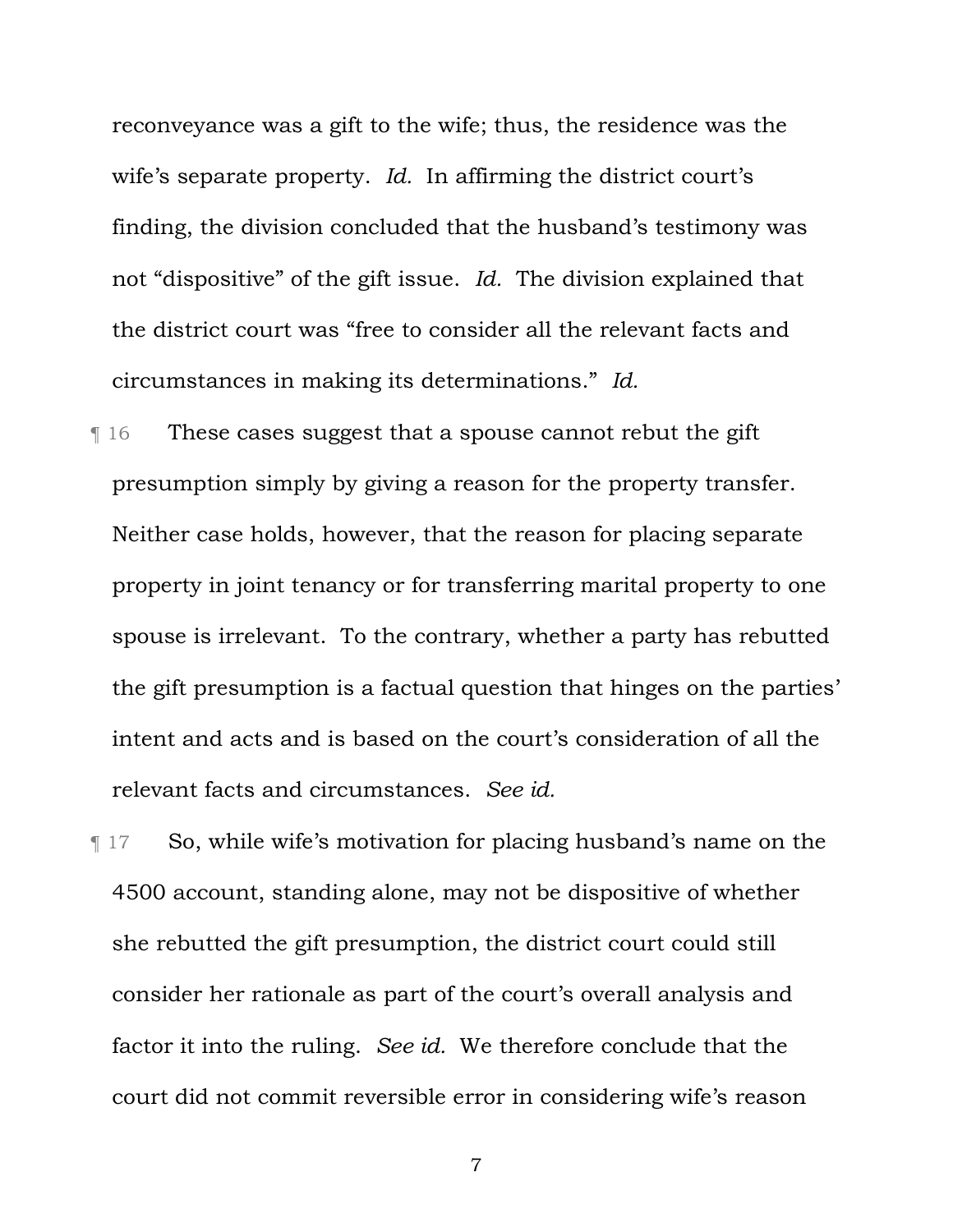reconveyance was a gift to the wife; thus, the residence was the wife's separate property. *Id.* In affirming the district court's finding, the division concluded that the husband's testimony was not "dispositive" of the gift issue. *Id.* The division explained that the district court was "free to consider all the relevant facts and circumstances in making its determinations." *Id.*

¶ 16 These cases suggest that a spouse cannot rebut the gift presumption simply by giving a reason for the property transfer. Neither case holds, however, that the reason for placing separate property in joint tenancy or for transferring marital property to one spouse is irrelevant. To the contrary, whether a party has rebutted the gift presumption is a factual question that hinges on the parties' intent and acts and is based on the court's consideration of all the relevant facts and circumstances. *See id.*

¶ 17 So, while wife's motivation for placing husband's name on the 4500 account, standing alone, may not be dispositive of whether she rebutted the gift presumption, the district court could still consider her rationale as part of the court's overall analysis and factor it into the ruling. *See id.* We therefore conclude that the court did not commit reversible error in considering wife's reason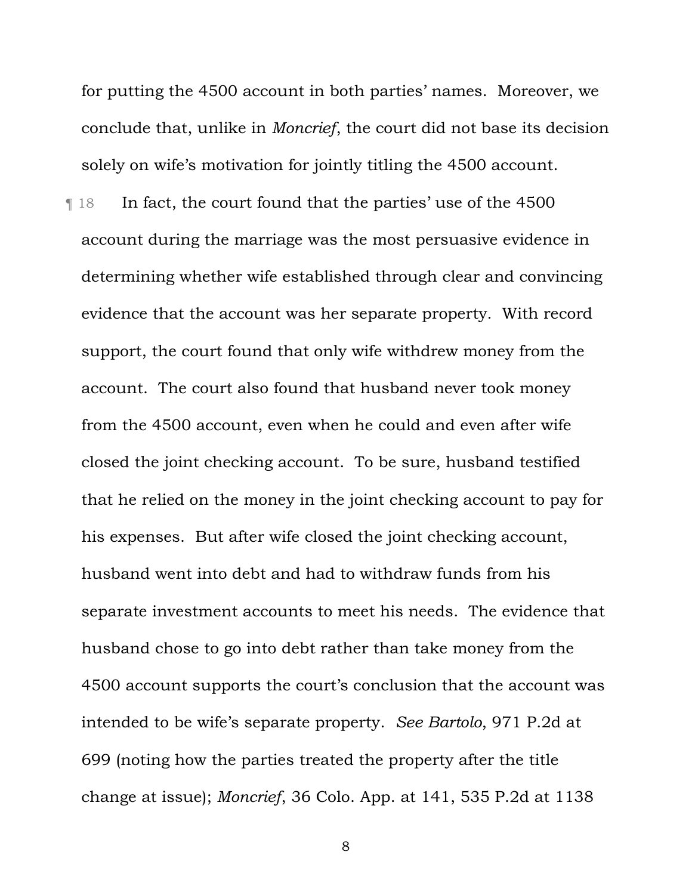for putting the 4500 account in both parties' names. Moreover, we conclude that, unlike in *Moncrief*, the court did not base its decision solely on wife's motivation for jointly titling the 4500 account.

¶ 18 In fact, the court found that the parties' use of the 4500 account during the marriage was the most persuasive evidence in determining whether wife established through clear and convincing evidence that the account was her separate property. With record support, the court found that only wife withdrew money from the account. The court also found that husband never took money from the 4500 account, even when he could and even after wife closed the joint checking account. To be sure, husband testified that he relied on the money in the joint checking account to pay for his expenses. But after wife closed the joint checking account, husband went into debt and had to withdraw funds from his separate investment accounts to meet his needs. The evidence that husband chose to go into debt rather than take money from the 4500 account supports the court's conclusion that the account was intended to be wife's separate property. *See Bartolo*, 971 P.2d at 699 (noting how the parties treated the property after the title change at issue); *Moncrief*, 36 Colo. App. at 141, 535 P.2d at 1138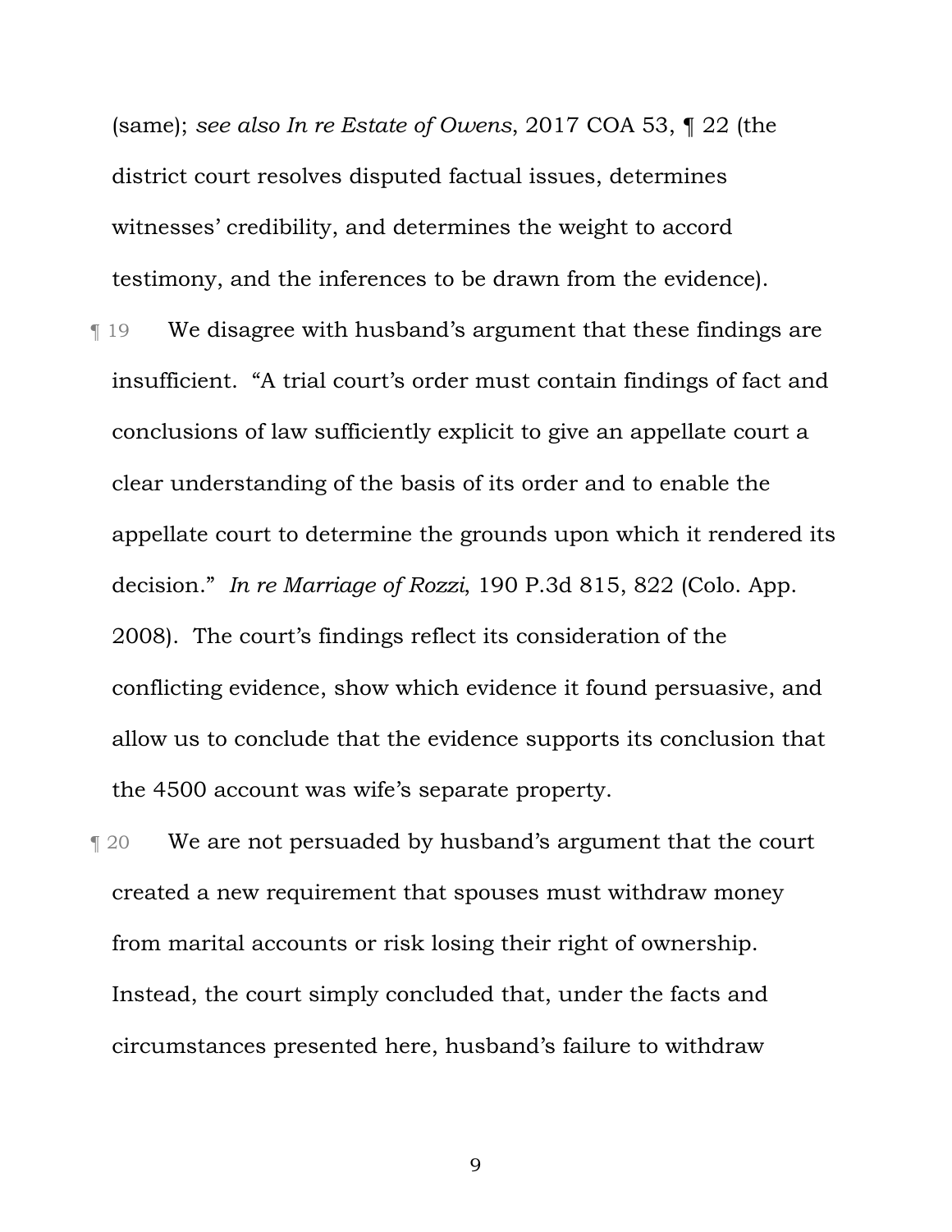(same); *see also In re Estate of Owens*, 2017 COA 53, ¶ 22 (the district court resolves disputed factual issues, determines witnesses' credibility, and determines the weight to accord testimony, and the inferences to be drawn from the evidence).

¶ 19 We disagree with husband's argument that these findings are insufficient. "A trial court's order must contain findings of fact and conclusions of law sufficiently explicit to give an appellate court a clear understanding of the basis of its order and to enable the appellate court to determine the grounds upon which it rendered its decision." *In re Marriage of Rozzi*, 190 P.3d 815, 822 (Colo. App. 2008). The court's findings reflect its consideration of the conflicting evidence, show which evidence it found persuasive, and allow us to conclude that the evidence supports its conclusion that the 4500 account was wife's separate property.

¶ 20 We are not persuaded by husband's argument that the court created a new requirement that spouses must withdraw money from marital accounts or risk losing their right of ownership. Instead, the court simply concluded that, under the facts and circumstances presented here, husband's failure to withdraw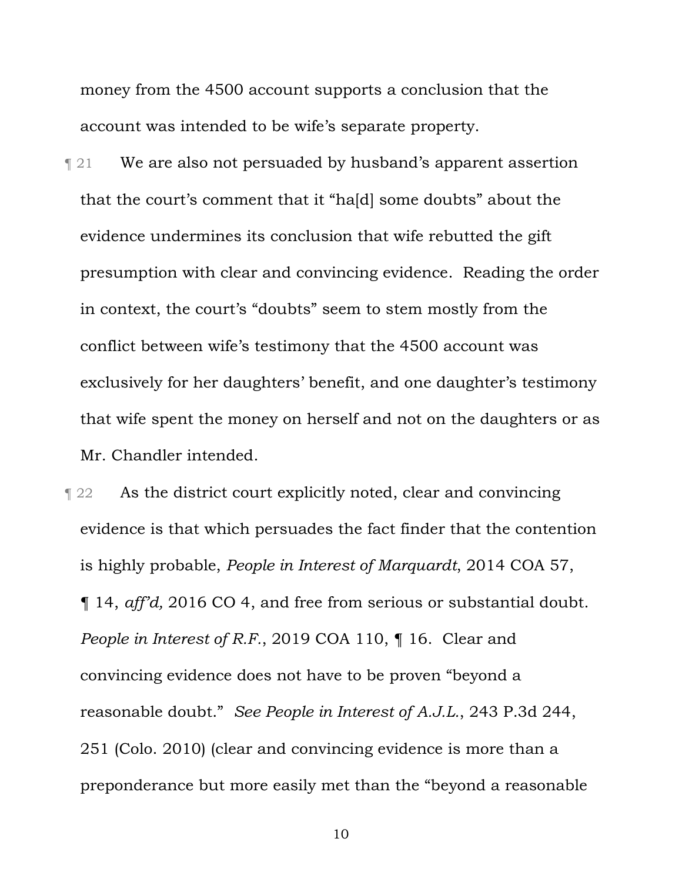money from the 4500 account supports a conclusion that the account was intended to be wife's separate property.

¶ 21 We are also not persuaded by husband's apparent assertion that the court's comment that it "ha[d] some doubts" about the evidence undermines its conclusion that wife rebutted the gift presumption with clear and convincing evidence. Reading the order in context, the court's "doubts" seem to stem mostly from the conflict between wife's testimony that the 4500 account was exclusively for her daughters' benefit, and one daughter's testimony that wife spent the money on herself and not on the daughters or as Mr. Chandler intended.

¶ 22 As the district court explicitly noted, clear and convincing evidence is that which persuades the fact finder that the contention is highly probable, *People in Interest of Marquardt*, 2014 COA 57, ¶ 14, *aff'd,* 2016 CO 4, and free from serious or substantial doubt. *People in Interest of R.F.*, 2019 COA 110, ¶ 16. Clear and convincing evidence does not have to be proven "beyond a reasonable doubt." *See People in Interest of A.J.L.*, 243 P.3d 244, 251 (Colo. 2010) (clear and convincing evidence is more than a preponderance but more easily met than the "beyond a reasonable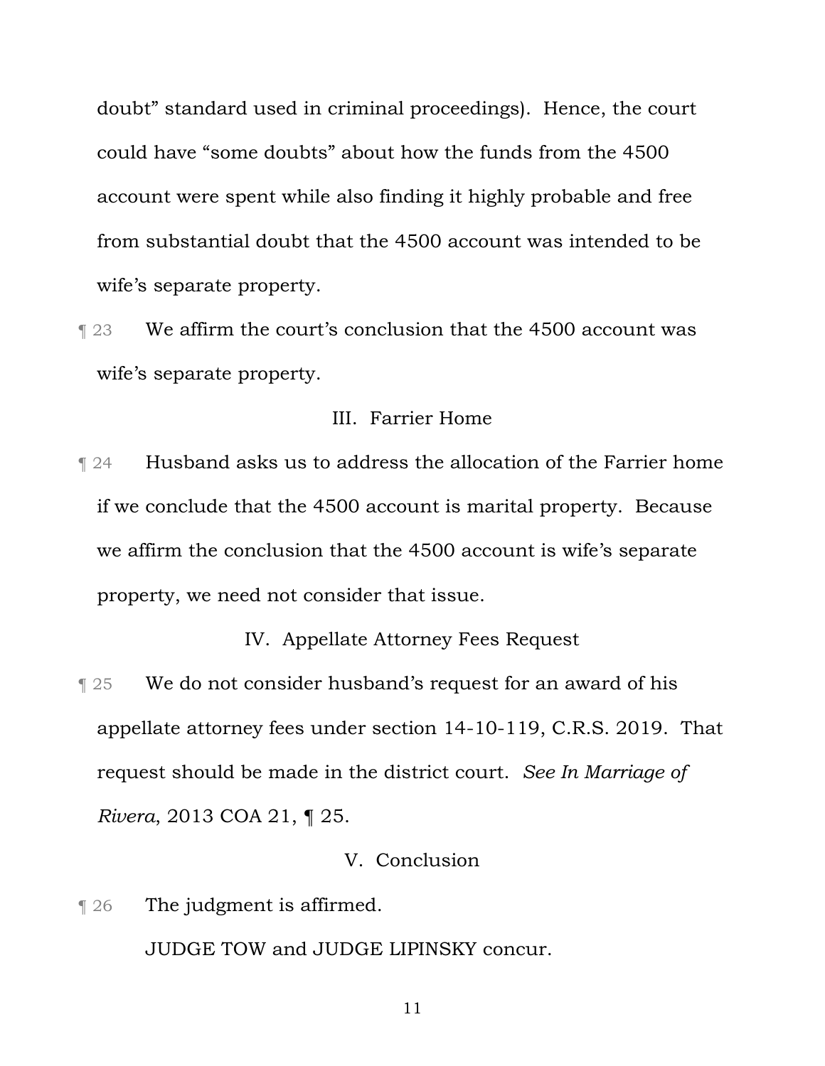doubt" standard used in criminal proceedings). Hence, the court could have "some doubts" about how the funds from the 4500 account were spent while also finding it highly probable and free from substantial doubt that the 4500 account was intended to be wife's separate property.

¶ 23 We affirm the court's conclusion that the 4500 account was wife's separate property.

## III. Farrier Home

¶ 24 Husband asks us to address the allocation of the Farrier home if we conclude that the 4500 account is marital property. Because we affirm the conclusion that the 4500 account is wife's separate property, we need not consider that issue.

## IV. Appellate Attorney Fees Request

¶ 25 We do not consider husband's request for an award of his appellate attorney fees under section 14-10-119, C.R.S. 2019. That request should be made in the district court. *See In Marriage of Rivera*, 2013 COA 21, ¶ 25.

## V. Conclusion

¶ 26 The judgment is affirmed.

JUDGE TOW and JUDGE LIPINSKY concur.